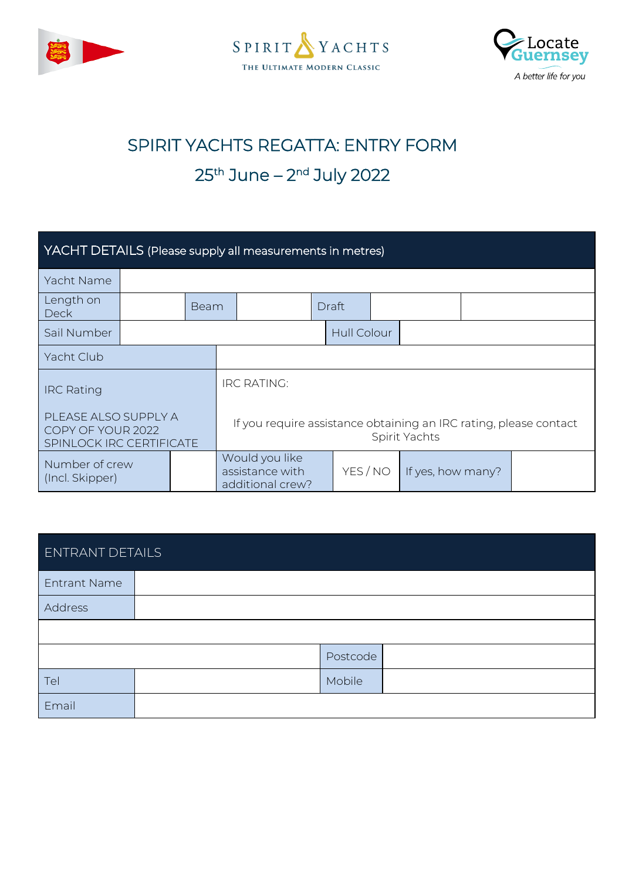# SPIRIT YACHTS REGATTA: ENTRY FORM

## 25th June – 2nd July 2022

| YACHT DETAILS (Please supply all measurements in metres) | | | | | | |
|---|---|---|---|---|---|---|
| Yacht Name | | | | | | |
| Length on Deck | | Beam | | Draft | | |
| Sail Number | | | Hull Colour | | | |
| Yacht Club | | | | | | |
| IRC Rating<br><br>PLEASE ALSO SUPPLY A COPY OF YOUR 2022 SPINLOCK IRC CERTIFICATE | IRC RATING:<br><br>If you require assistance obtaining an IRC rating, please contact Spirit Yachts | | | | | |
| Number of crew (Incl. Skipper) | | Would you like assistance with additional crew? | YES / NO | If yes, how many? | | |

| ENTRANT DETAILS | | | |
|---|---|---|---|
| Entrant Name | | | |
| Address | | | |
| | | | |
| | | Postcode | |
| Tel | | Mobile | |
| Email | | | |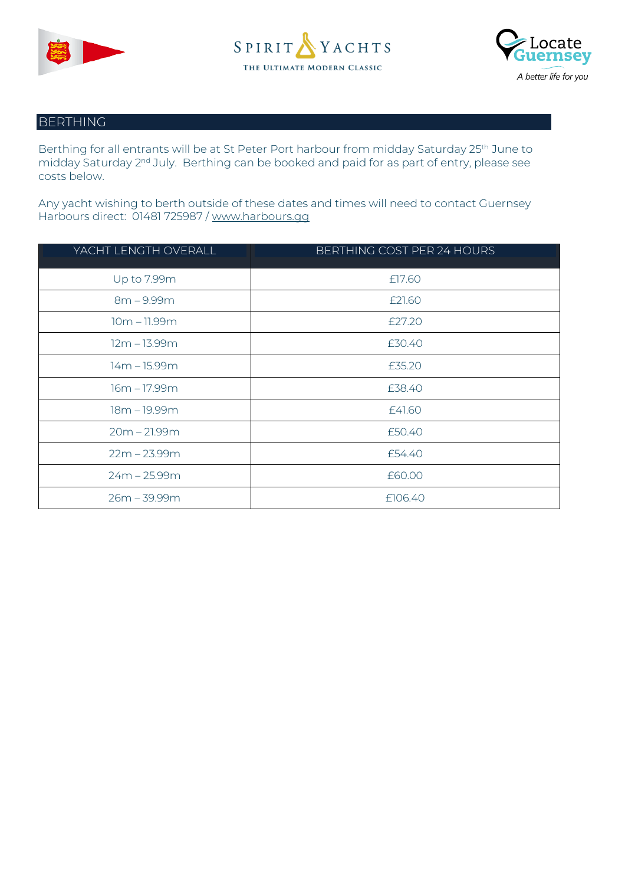## BERTHING

Berthing for all entrants will be at St Peter Port harbour from midday Saturday 25th June to midday Saturday 2nd July. Berthing can be booked and paid for as part of entry, please see costs below.

Any yacht wishing to berth outside of these dates and times will need to contact Guernsey Harbours direct: 01481 725987 / www.harbours.gg

| YACHT LENGTH OVERALL | BERTHING COST PER 24 HOURS |
|---|---|
| Up to 7.99m | £17.60 |
| 8m – 9.99m | £21.60 |
| 10m – 11.99m | £27.20 |
| 12m – 13.99m | £30.40 |
| 14m – 15.99m | £35.20 |
| 16m – 17.99m | £38.40 |
| 18m – 19.99m | £41.60 |
| 20m – 21.99m | £50.40 |
| 22m – 23.99m | £54.40 |
| 24m – 25.99m | £60.00 |
| 26m – 39.99m | £106.40 |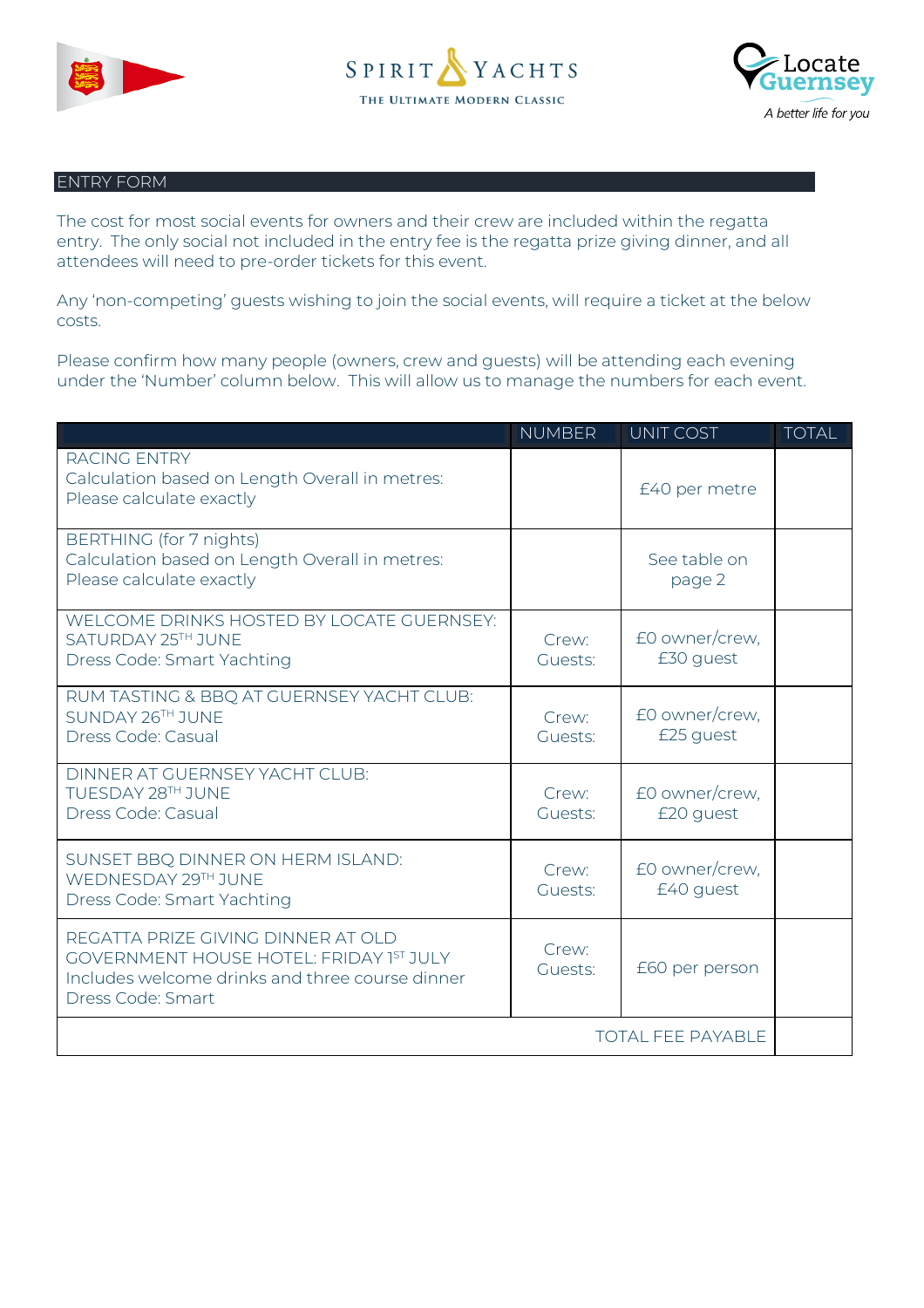SPIRIT YACHTS
THE ULTIMATE MODERN CLASSIC

Locate Guernsey
*A better life for you*

## ENTRY FORM

The cost for most social events for owners and their crew are included within the regatta entry. The only social not included in the entry fee is the regatta prize giving dinner, and all attendees will need to pre-order tickets for this event.

Any 'non-competing' guests wishing to join the social events, will require a ticket at the below costs.

Please confirm how many people (owners, crew and guests) will be attending each evening under the 'Number' column below. This will allow us to manage the numbers for each event.

| | NUMBER | UNIT COST | TOTAL |
|---|---|---|---|
| RACING ENTRY<br>Calculation based on Length Overall in metres:<br>Please calculate exactly | | £40 per metre | |
| BERTHING (for 7 nights)<br>Calculation based on Length Overall in metres:<br>Please calculate exactly | | See table on page 2 | |
| WELCOME DRINKS HOSTED BY LOCATE GUERNSEY:<br>SATURDAY 25TH JUNE<br>Dress Code: Smart Yachting | Crew:<br>Guests: | £0 owner/crew,<br>£30 guest | |
| RUM TASTING & BBQ AT GUERNSEY YACHT CLUB:<br>SUNDAY 26TH JUNE<br>Dress Code: Casual | Crew:<br>Guests: | £0 owner/crew,<br>£25 guest | |
| DINNER AT GUERNSEY YACHT CLUB:<br>TUESDAY 28TH JUNE<br>Dress Code: Casual | Crew:<br>Guests: | £0 owner/crew,<br>£20 guest | |
| SUNSET BBQ DINNER ON HERM ISLAND:<br>WEDNESDAY 29TH JUNE<br>Dress Code: Smart Yachting | Crew:<br>Guests: | £0 owner/crew,<br>£40 guest | |
| REGATTA PRIZE GIVING DINNER AT OLD GOVERNMENT HOUSE HOTEL: FRIDAY 1ST JULY<br>Includes welcome drinks and three course dinner<br>Dress Code: Smart | Crew:<br>Guests: | £60 per person | |
| | | TOTAL FEE PAYABLE | |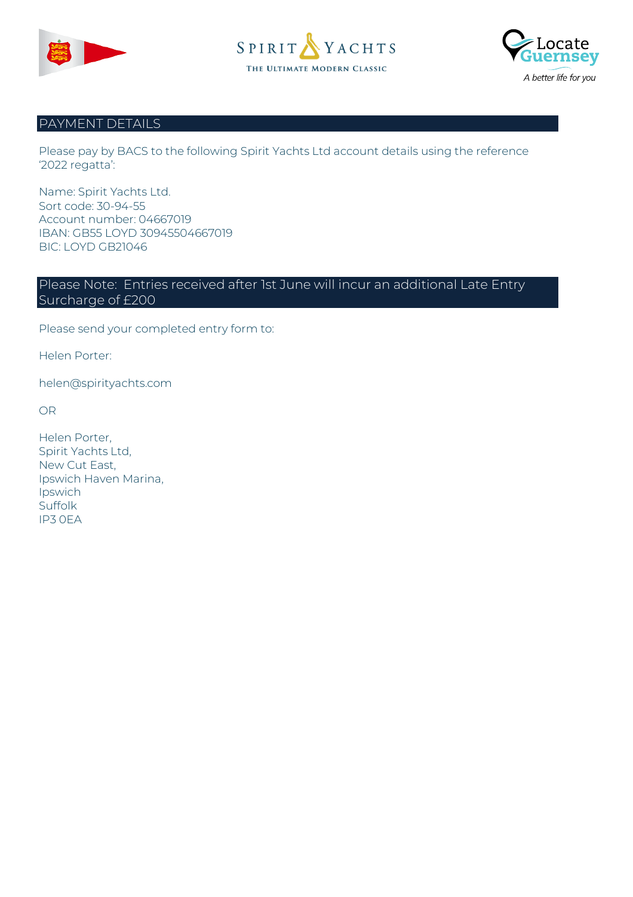## PAYMENT DETAILS

Please pay by BACS to the following Spirit Yachts Ltd account details using the reference '2022 regatta':

Name: Spirit Yachts Ltd.
Sort code: 30-94-55
Account number: 04667019
IBAN: GB55 LOYD 30945504667019
BIC: LOYD GB21046

## Please Note: Entries received after 1st June will incur an additional Late Entry Surcharge of £200

Please send your completed entry form to:

Helen Porter:

helen@spirityachts.com

OR

Helen Porter,
Spirit Yachts Ltd,
New Cut East,
Ipswich Haven Marina,
Ipswich
Suffolk
IP3 0EA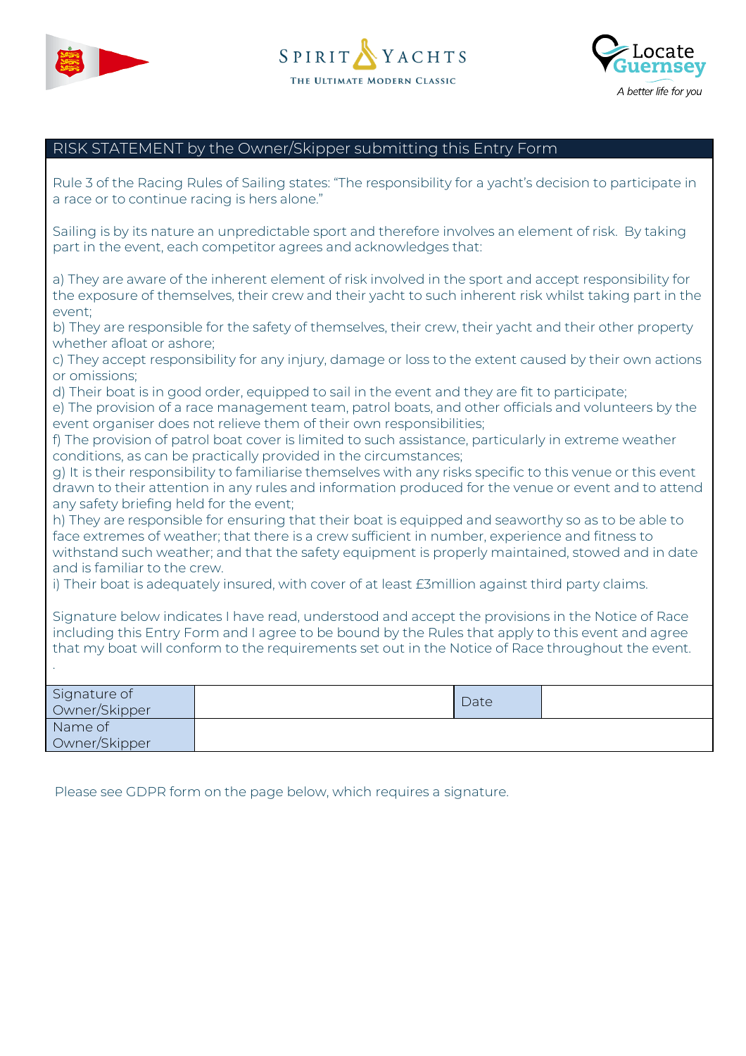SPIRIT YACHTS

THE ULTIMATE MODERN CLASSIC

Locate Guernsey

*A better life for you*

## RISK STATEMENT by the Owner/Skipper submitting this Entry Form

Rule 3 of the Racing Rules of Sailing states: "The responsibility for a yacht's decision to participate in a race or to continue racing is hers alone."

Sailing is by its nature an unpredictable sport and therefore involves an element of risk. By taking part in the event, each competitor agrees and acknowledges that:

a) They are aware of the inherent element of risk involved in the sport and accept responsibility for the exposure of themselves, their crew and their yacht to such inherent risk whilst taking part in the event;
b) They are responsible for the safety of themselves, their crew, their yacht and their other property whether afloat or ashore;
c) They accept responsibility for any injury, damage or loss to the extent caused by their own actions or omissions;
d) Their boat is in good order, equipped to sail in the event and they are fit to participate;
e) The provision of a race management team, patrol boats, and other officials and volunteers by the event organiser does not relieve them of their own responsibilities;
f) The provision of patrol boat cover is limited to such assistance, particularly in extreme weather conditions, as can be practically provided in the circumstances;
g) It is their responsibility to familiarise themselves with any risks specific to this venue or this event drawn to their attention in any rules and information produced for the venue or event and to attend any safety briefing held for the event;
h) They are responsible for ensuring that their boat is equipped and seaworthy so as to be able to face extremes of weather; that there is a crew sufficient in number, experience and fitness to withstand such weather; and that the safety equipment is properly maintained, stowed and in date and is familiar to the crew.
i) Their boat is adequately insured, with cover of at least £3million against third party claims.

Signature below indicates I have read, understood and accept the provisions in the Notice of Race including this Entry Form and I agree to be bound by the Rules that apply to this event and agree that my boat will conform to the requirements set out in the Notice of Race throughout the event.

| Signature of Owner/Skipper | | Date | |
|---|---|---|---|
| Name of Owner/Skipper | | | |

Please see GDPR form on the page below, which requires a signature.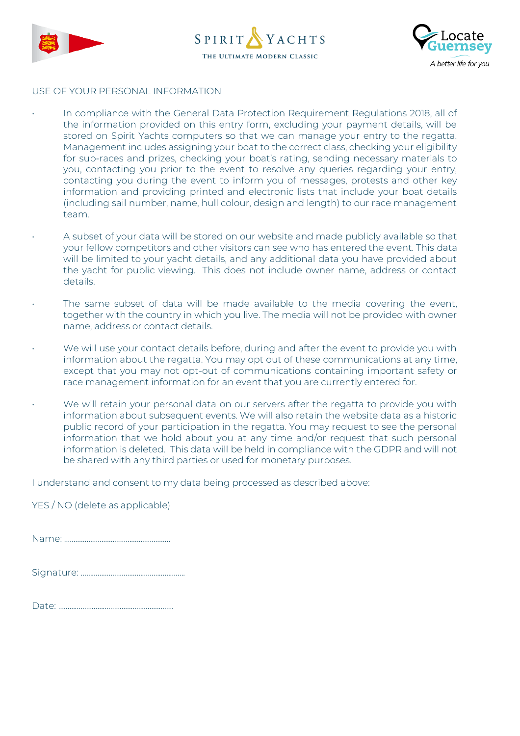USE OF YOUR PERSONAL INFORMATION

- In compliance with the General Data Protection Requirement Regulations 2018, all of the information provided on this entry form, excluding your payment details, will be stored on Spirit Yachts computers so that we can manage your entry to the regatta. Management includes assigning your boat to the correct class, checking your eligibility for sub-races and prizes, checking your boat's rating, sending necessary materials to you, contacting you prior to the event to resolve any queries regarding your entry, contacting you during the event to inform you of messages, protests and other key information and providing printed and electronic lists that include your boat details (including sail number, name, hull colour, design and length) to our race management team.

- A subset of your data will be stored on our website and made publicly available so that your fellow competitors and other visitors can see who has entered the event. This data will be limited to your yacht details, and any additional data you have provided about the yacht for public viewing. This does not include owner name, address or contact details.

- The same subset of data will be made available to the media covering the event, together with the country in which you live. The media will not be provided with owner name, address or contact details.

- We will use your contact details before, during and after the event to provide you with information about the regatta. You may opt out of these communications at any time, except that you may not opt-out of communications containing important safety or race management information for an event that you are currently entered for.

- We will retain your personal data on our servers after the regatta to provide you with information about subsequent events. We will also retain the website data as a historic public record of your participation in the regatta. You may request to see the personal information that we hold about you at any time and/or request that such personal information is deleted. This data will be held in compliance with the GDPR and will not be shared with any third parties or used for monetary purposes.

I understand and consent to my data being processed as described above:

YES / NO (delete as applicable)

Name: ........................................................

Signature: ........................................................

Date: ..............................................................